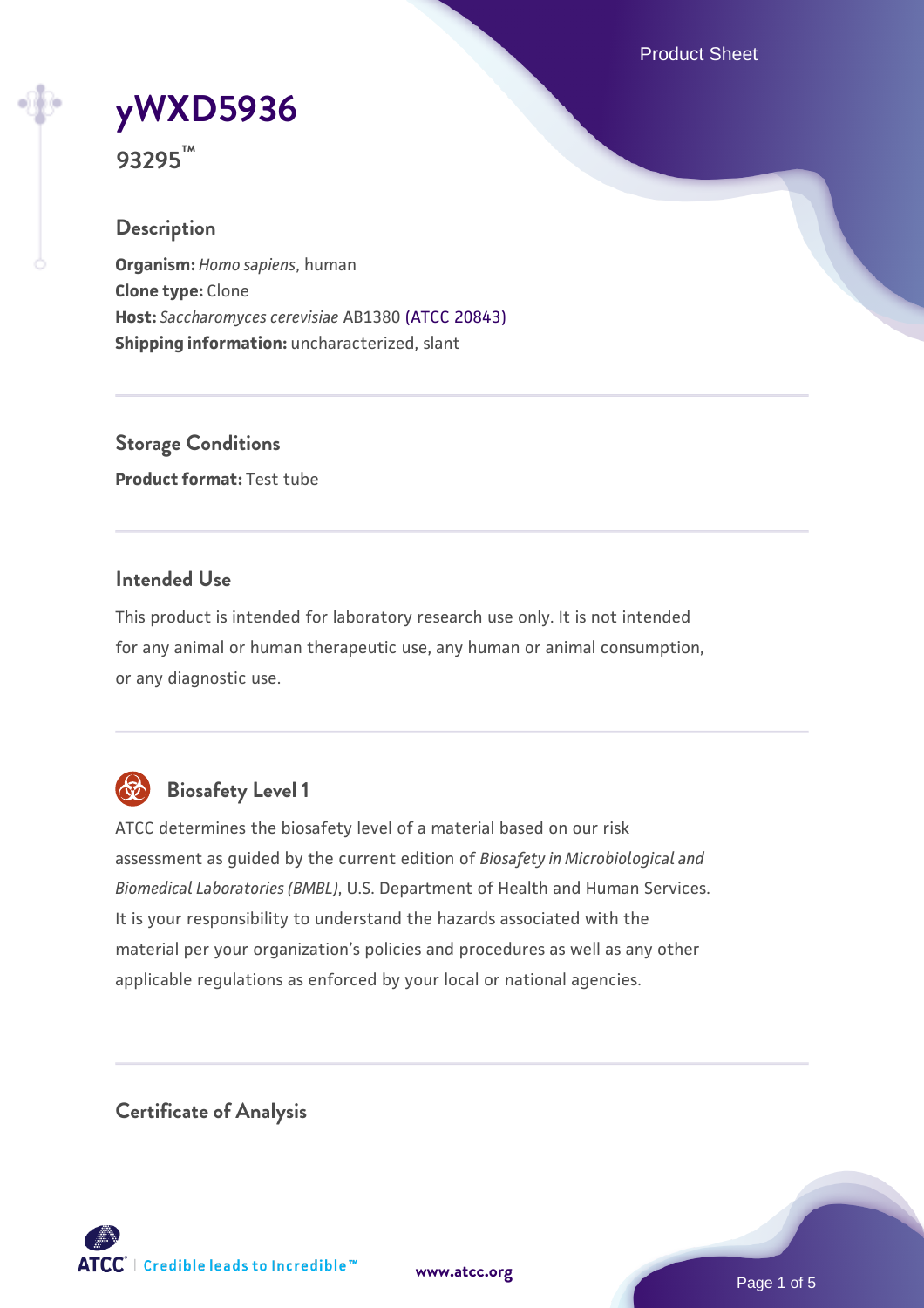# yWXD5936

**93295™**

## Description

**Organism:** *Homo sapiens*, human
**Clone type:** Clone
**Host:** *Saccharomyces cerevisiae* AB1380 (ATCC 20843)
**Shipping information:** uncharacterized, slant

## Storage Conditions

**Product format:** Test tube

## Intended Use

This product is intended for laboratory research use only. It is not intended for any animal or human therapeutic use, any human or animal consumption, or any diagnostic use.

## Biosafety Level 1

ATCC determines the biosafety level of a material based on our risk assessment as guided by the current edition of *Biosafety in Microbiological and Biomedical Laboratories (BMBL)*, U.S. Department of Health and Human Services. It is your responsibility to understand the hazards associated with the material per your organization's policies and procedures as well as any other applicable regulations as enforced by your local or national agencies.

## Certificate of Analysis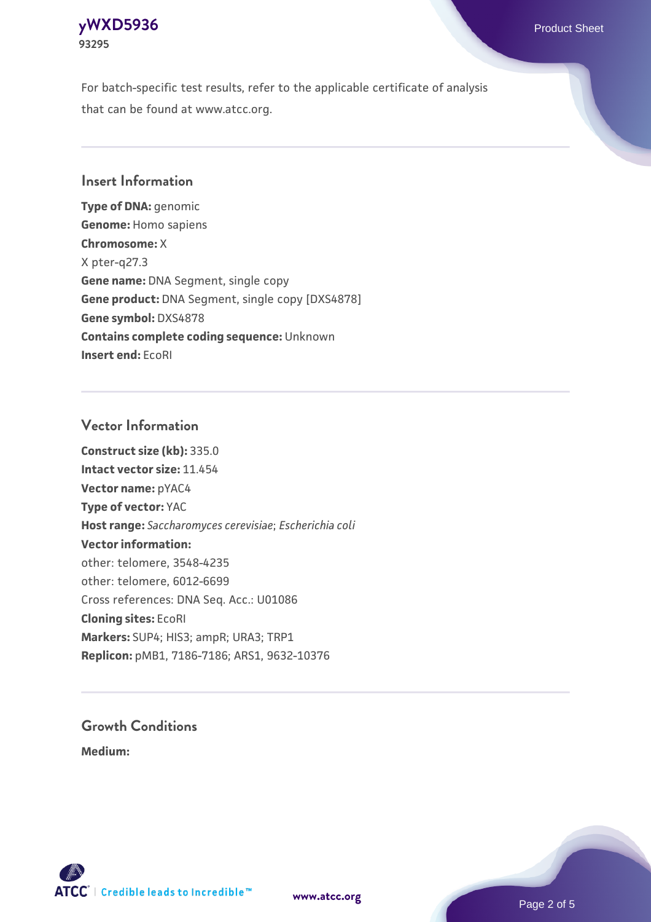For batch-specific test results, refer to the applicable certificate of analysis that can be found at www.atcc.org.

## Insert Information

**Type of DNA:** genomic
**Genome:** Homo sapiens
**Chromosome:** X
X pter-q27.3
**Gene name:** DNA Segment, single copy
**Gene product:** DNA Segment, single copy [DXS4878]
**Gene symbol:** DXS4878
**Contains complete coding sequence:** Unknown
**Insert end:** EcoRI

## Vector Information

**Construct size (kb):** 335.0
**Intact vector size:** 11.454
**Vector name:** pYAC4
**Type of vector:** YAC
**Host range:** *Saccharomyces cerevisiae*; *Escherichia coli*
**Vector information:**
other: telomere, 3548-4235
other: telomere, 6012-6699
Cross references: DNA Seq. Acc.: U01086
**Cloning sites:** EcoRI
**Markers:** SUP4; HIS3; ampR; URA3; TRP1
**Replicon:** pMB1, 7186-7186; ARS1, 9632-10376

## Growth Conditions

**Medium:**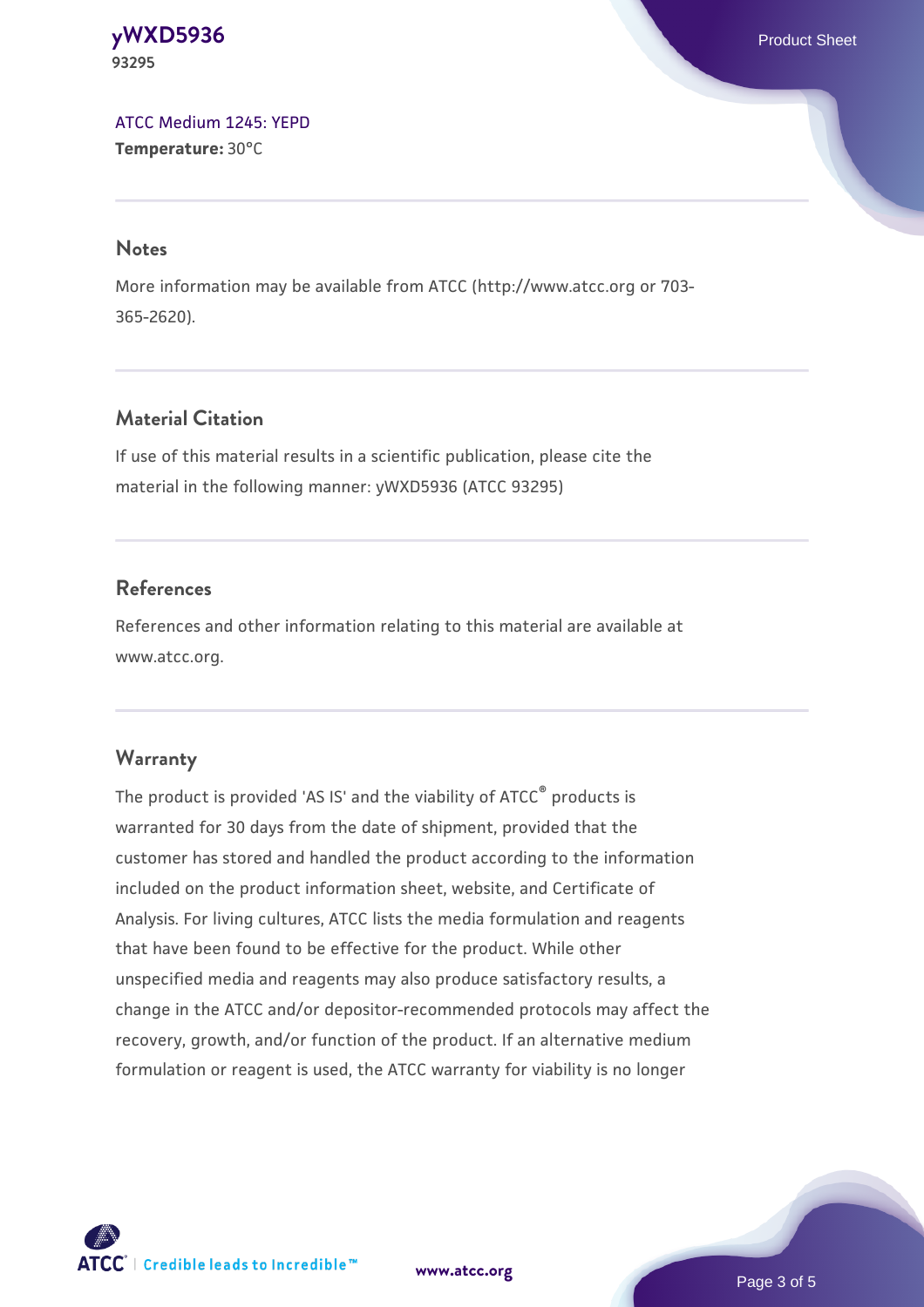ATCC Medium 1245: YEPD
**Temperature:** 30°C

## Notes

More information may be available from ATCC (http://www.atcc.org or 703-365-2620).

## Material Citation

If use of this material results in a scientific publication, please cite the material in the following manner: yWXD5936 (ATCC 93295)

## References

References and other information relating to this material are available at www.atcc.org.

## Warranty

The product is provided 'AS IS' and the viability of ATCC® products is warranted for 30 days from the date of shipment, provided that the customer has stored and handled the product according to the information included on the product information sheet, website, and Certificate of Analysis. For living cultures, ATCC lists the media formulation and reagents that have been found to be effective for the product. While other unspecified media and reagents may also produce satisfactory results, a change in the ATCC and/or depositor-recommended protocols may affect the recovery, growth, and/or function of the product. If an alternative medium formulation or reagent is used, the ATCC warranty for viability is no longer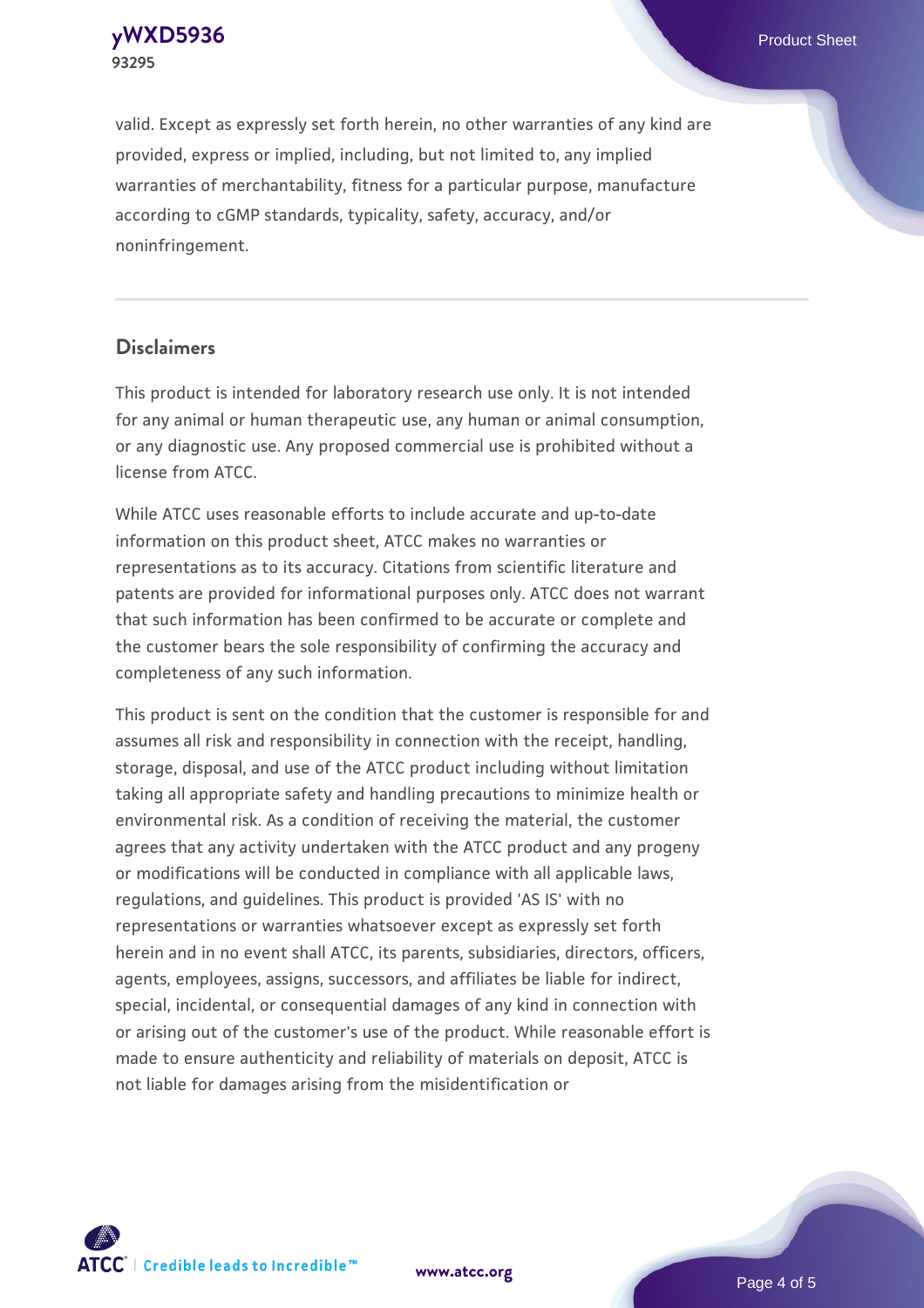valid. Except as expressly set forth herein, no other warranties of any kind are provided, express or implied, including, but not limited to, any implied warranties of merchantability, fitness for a particular purpose, manufacture according to cGMP standards, typicality, safety, accuracy, and/or noninfringement.

## Disclaimers

This product is intended for laboratory research use only. It is not intended for any animal or human therapeutic use, any human or animal consumption, or any diagnostic use. Any proposed commercial use is prohibited without a license from ATCC.

While ATCC uses reasonable efforts to include accurate and up-to-date information on this product sheet, ATCC makes no warranties or representations as to its accuracy. Citations from scientific literature and patents are provided for informational purposes only. ATCC does not warrant that such information has been confirmed to be accurate or complete and the customer bears the sole responsibility of confirming the accuracy and completeness of any such information.

This product is sent on the condition that the customer is responsible for and assumes all risk and responsibility in connection with the receipt, handling, storage, disposal, and use of the ATCC product including without limitation taking all appropriate safety and handling precautions to minimize health or environmental risk. As a condition of receiving the material, the customer agrees that any activity undertaken with the ATCC product and any progeny or modifications will be conducted in compliance with all applicable laws, regulations, and guidelines. This product is provided 'AS IS' with no representations or warranties whatsoever except as expressly set forth herein and in no event shall ATCC, its parents, subsidiaries, directors, officers, agents, employees, assigns, successors, and affiliates be liable for indirect, special, incidental, or consequential damages of any kind in connection with or arising out of the customer's use of the product. While reasonable effort is made to ensure authenticity and reliability of materials on deposit, ATCC is not liable for damages arising from the misidentification or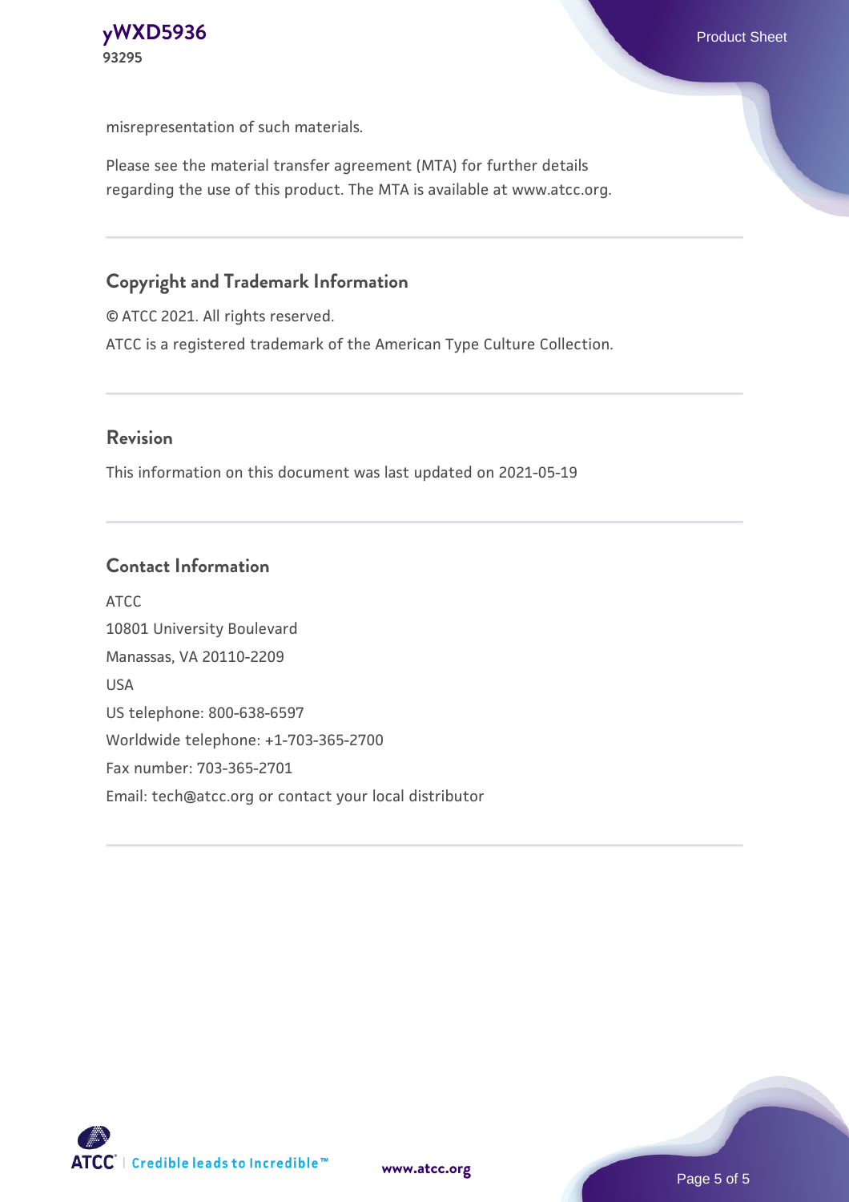misrepresentation of such materials.

Please see the material transfer agreement (MTA) for further details regarding the use of this product. The MTA is available at www.atcc.org.

## Copyright and Trademark Information

© ATCC 2021. All rights reserved.

ATCC is a registered trademark of the American Type Culture Collection.

## Revision

This information on this document was last updated on 2021-05-19

## Contact Information

ATCC
10801 University Boulevard
Manassas, VA 20110-2209
USA
US telephone: 800-638-6597
Worldwide telephone: +1-703-365-2700
Fax number: 703-365-2701
Email: tech@atcc.org or contact your local distributor